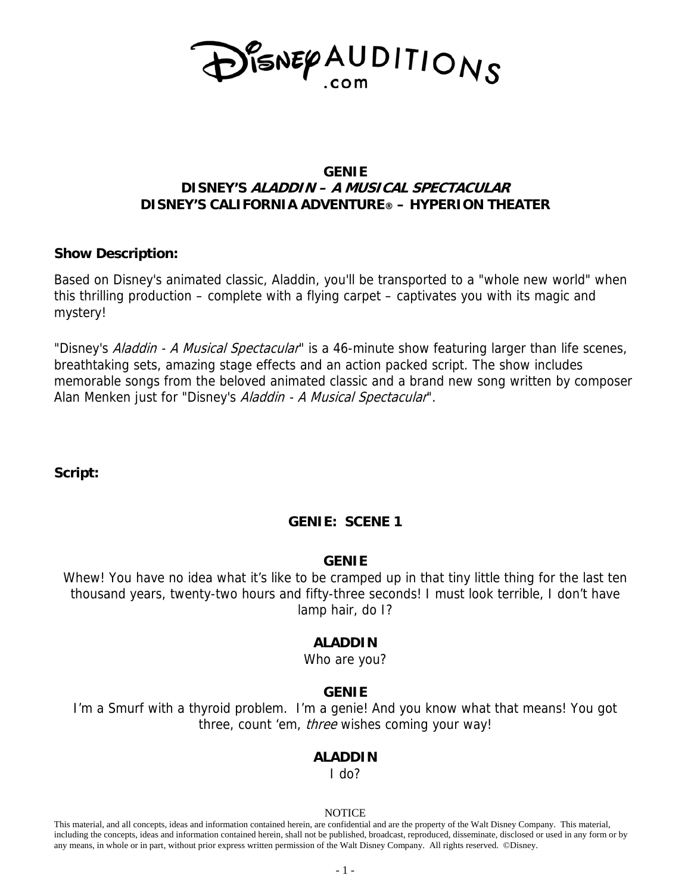DisneyAUDITIONS.com

# GENIE
# DISNEY'S *ALADDIN – A MUSICAL SPECTACULAR*
# DISNEY'S CALIFORNIA ADVENTURE® – HYPERION THEATER

**Show Description:**

Based on Disney's animated classic, Aladdin, you'll be transported to a "whole new world" when this thrilling production – complete with a flying carpet – captivates you with its magic and mystery!

"Disney's *Aladdin - A Musical Spectacular*" is a 46-minute show featuring larger than life scenes, breathtaking sets, amazing stage effects and an action packed script. The show includes memorable songs from the beloved animated classic and a brand new song written by composer Alan Menken just for "Disney's *Aladdin - A Musical Spectacular*".

**Script:**

## GENIE: SCENE 1

**GENIE**

Whew! You have no idea what it's like to be cramped up in that tiny little thing for the last ten thousand years, twenty-two hours and fifty-three seconds! I must look terrible, I don't have lamp hair, do I?

**ALADDIN**

Who are you?

**GENIE**

I'm a Smurf with a thyroid problem. I'm a genie! And you know what that means! You got three, count 'em, *three* wishes coming your way!

**ALADDIN**

I do?

NOTICE

This material, and all concepts, ideas and information contained herein, are confidential and are the property of the Walt Disney Company. This material, including the concepts, ideas and information contained herein, shall not be published, broadcast, reproduced, disseminate, disclosed or used in any form or by any means, in whole or in part, without prior express written permission of the Walt Disney Company. All rights reserved. ©Disney.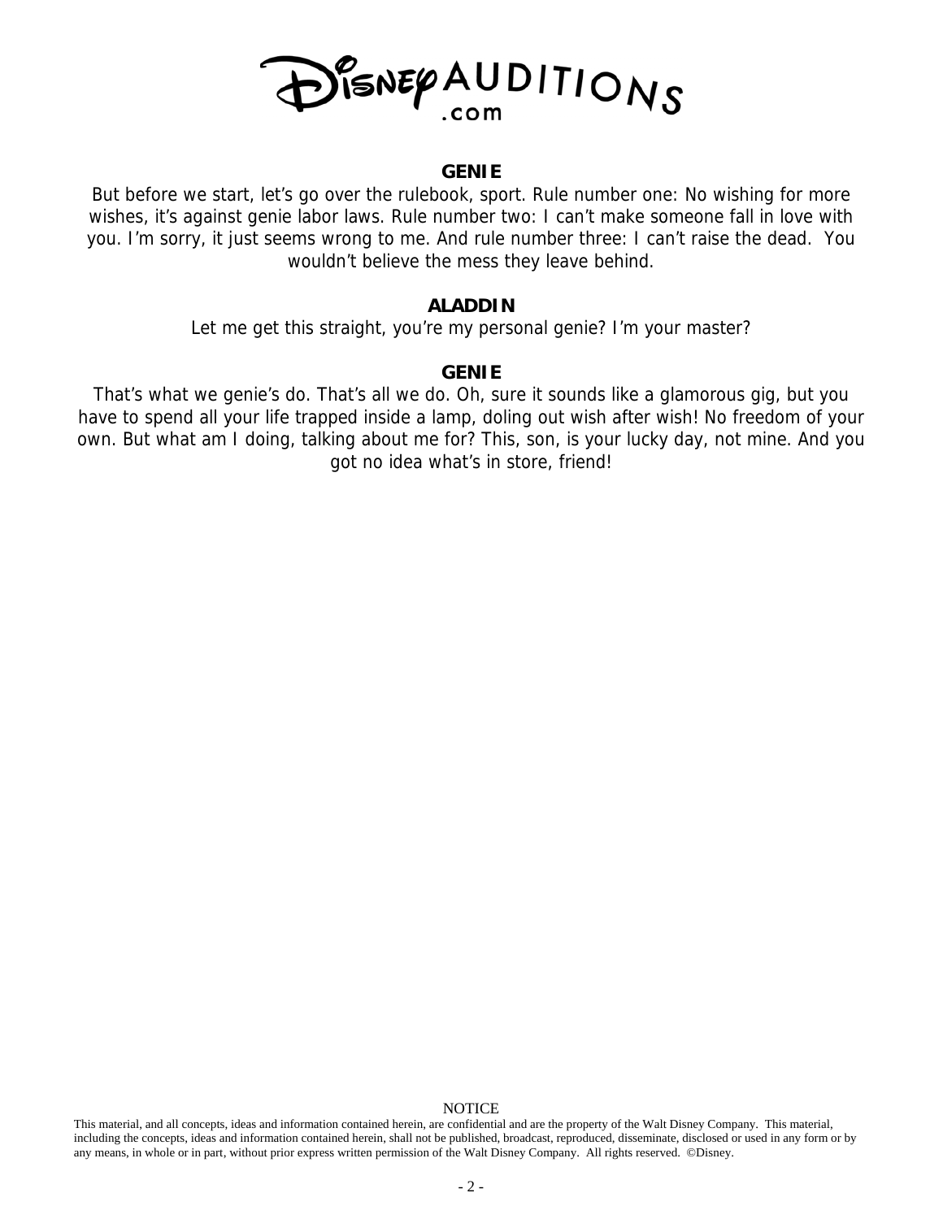**GENIE**

But before we start, let's go over the rulebook, sport. Rule number one: No wishing for more wishes, it's against genie labor laws. Rule number two: I can't make someone fall in love with you. I'm sorry, it just seems wrong to me. And rule number three: I can't raise the dead. You wouldn't believe the mess they leave behind.

**ALADDIN**

Let me get this straight, you're my personal genie? I'm your master?

**GENIE**

That's what we genie's do. That's all we do. Oh, sure it sounds like a glamorous gig, but you have to spend all your life trapped inside a lamp, doling out wish after wish! No freedom of your own. But what am I doing, talking about me for? This, son, is your lucky day, not mine. And you got no idea what's in store, friend!

NOTICE

This material, and all concepts, ideas and information contained herein, are confidential and are the property of the Walt Disney Company. This material, including the concepts, ideas and information contained herein, shall not be published, broadcast, reproduced, disseminate, disclosed or used in any form or by any means, in whole or in part, without prior express written permission of the Walt Disney Company. All rights reserved. ©Disney.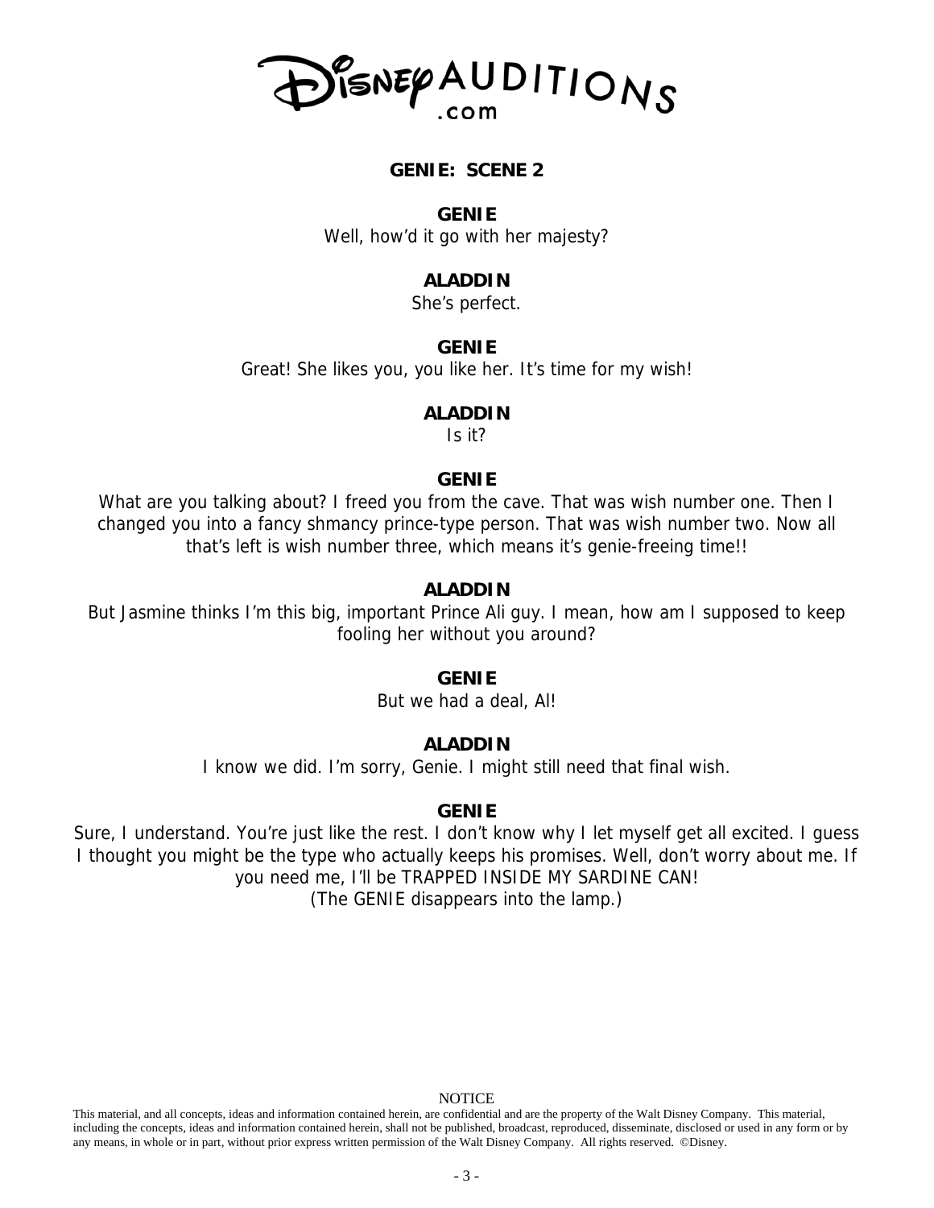## GENIE: SCENE 2

**GENIE**

Well, how'd it go with her majesty?

**ALADDIN**

She's perfect.

**GENIE**

Great! She likes you, you like her. It's time for my wish!

**ALADDIN**

Is it?

**GENIE**

What are you talking about? I freed you from the cave. That was wish number one. Then I changed you into a fancy shmancy prince-type person. That was wish number two. Now all that's left is wish number three, which means it's genie-freeing time!!

**ALADDIN**

But Jasmine thinks I'm this big, important Prince Ali guy. I mean, how am I supposed to keep fooling her without you around?

**GENIE**

But we had a deal, Al!

**ALADDIN**

I know we did. I'm sorry, Genie. I might still need that final wish.

**GENIE**

Sure, I understand. You're just like the rest. I don't know why I let myself get all excited. I guess I thought you might be the type who actually keeps his promises. Well, don't worry about me. If you need me, I'll be TRAPPED INSIDE MY SARDINE CAN!

(The GENIE disappears into the lamp.)

NOTICE

This material, and all concepts, ideas and information contained herein, are confidential and are the property of the Walt Disney Company. This material, including the concepts, ideas and information contained herein, shall not be published, broadcast, reproduced, disseminate, disclosed or used in any form or by any means, in whole or in part, without prior express written permission of the Walt Disney Company. All rights reserved. ©Disney.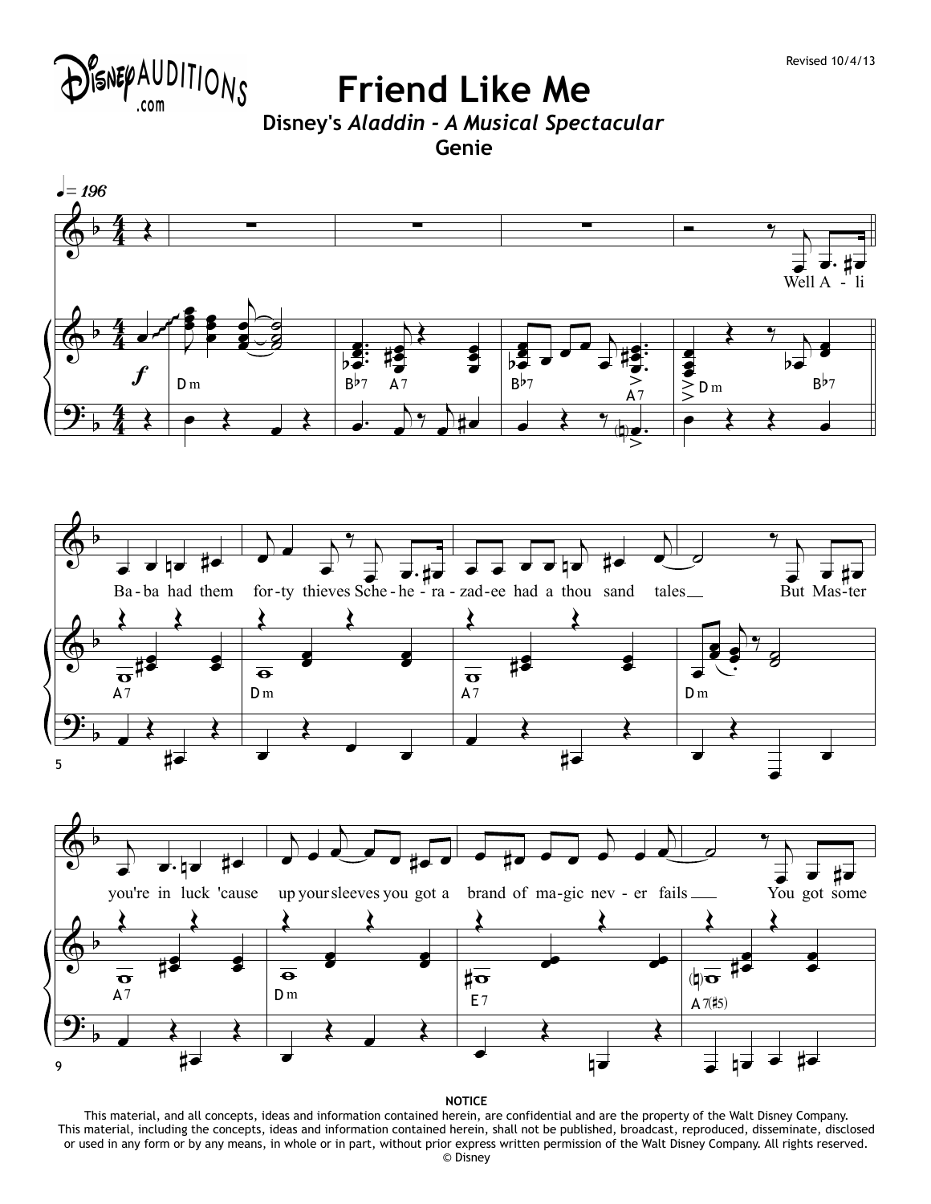Revised 10/4/13

# Friend Like Me

**Disney's *Aladdin - A Musical Spectacular***

**Genie**

♩= 196

Well A - li Ba - ba had them for - ty thieves Sche - he - ra - zad - ee had a thou sand tales But Mas - ter you're in luck 'cause up your sleeves you got a brand of ma - gic nev - er fails You got some

Dm B♭7 A7 B♭7 A7 Dm B♭7 A7 Dm A7 Dm A7 Dm E7 A7(♯5)

**NOTICE**

This material, and all concepts, ideas and information contained herein, are confidential and are the property of the Walt Disney Company. This material, including the concepts, ideas and information contained herein, shall not be published, broadcast, reproduced, disseminate, disclosed or used in any form or by any means, in whole or in part, without prior express written permission of the Walt Disney Company. All rights reserved. © Disney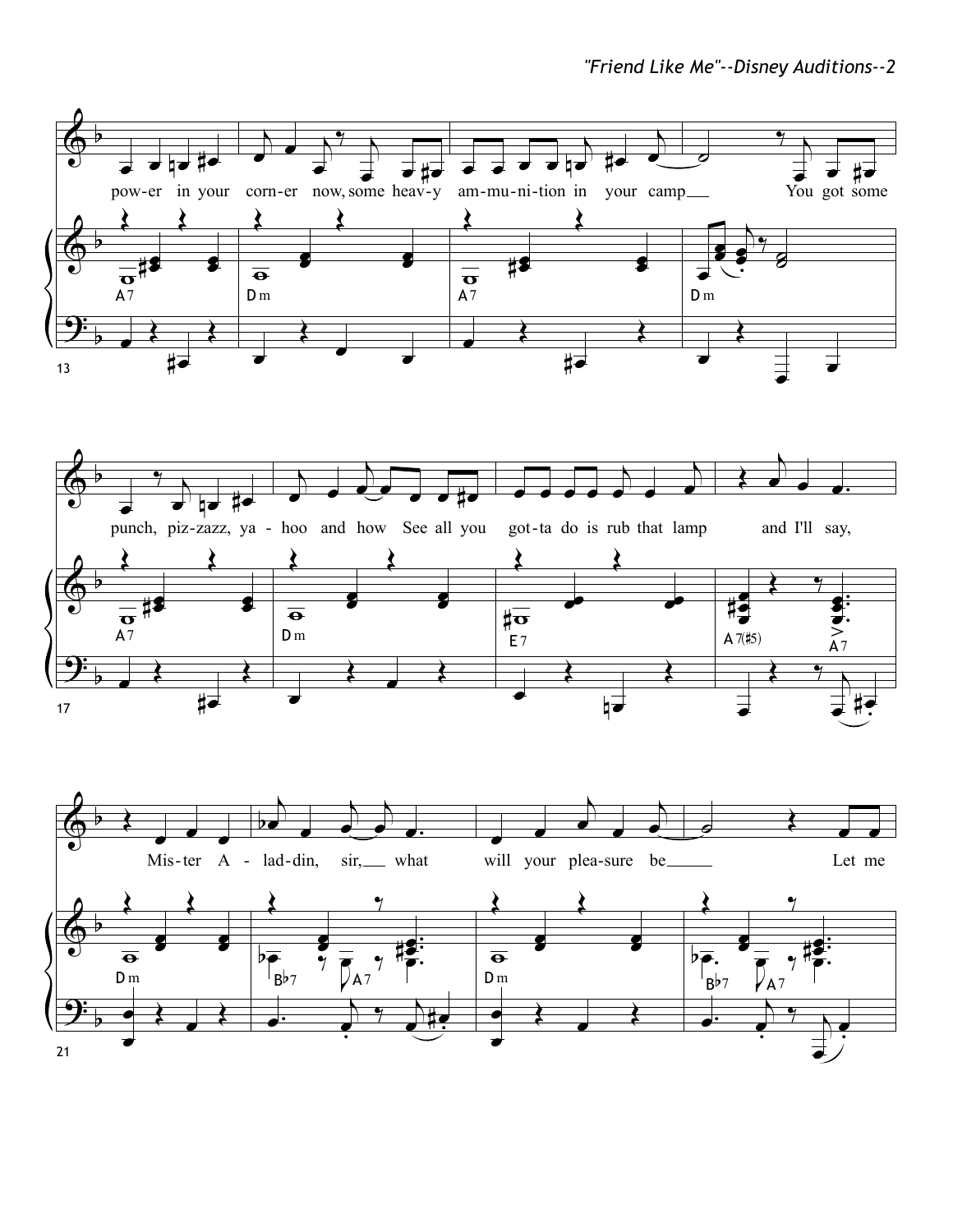pow-er in your corn-er now, some heav-y am-mu-ni-tion in your camp___ You got some

A7 Dm A7 Dm

punch, piz-zazz, ya - hoo and how See all you got-ta do is rub that lamp and I'll say,

A7 Dm E7 A7(♯5) A7

Mis-ter A - lad-din, sir,___ what will your plea-sure be_____ Let me

Dm B♭7 A7 Dm B♭7 A7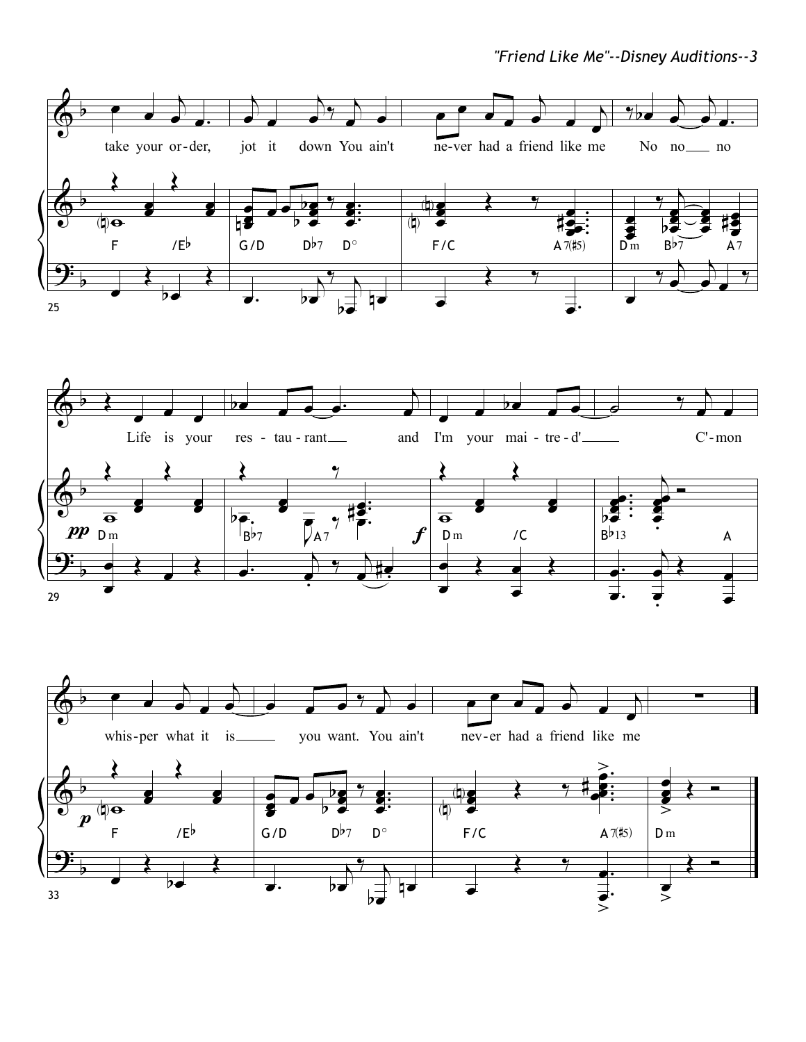take your or-der, jot it down You ain't ne-ver had a friend like me No no no

F /E♭ G/D D♭7 D° F/C A7(♯5) Dm B♭7 A7

Life is your res-tau-rant and I'm your mai-tre-d' C'-mon

Dm B♭7 A7 Dm /C B♭13 A

whis-per what it is you want. You ain't nev-er had a friend like me

F /E♭ G/D D♭7 D° F/C A7(♯5) Dm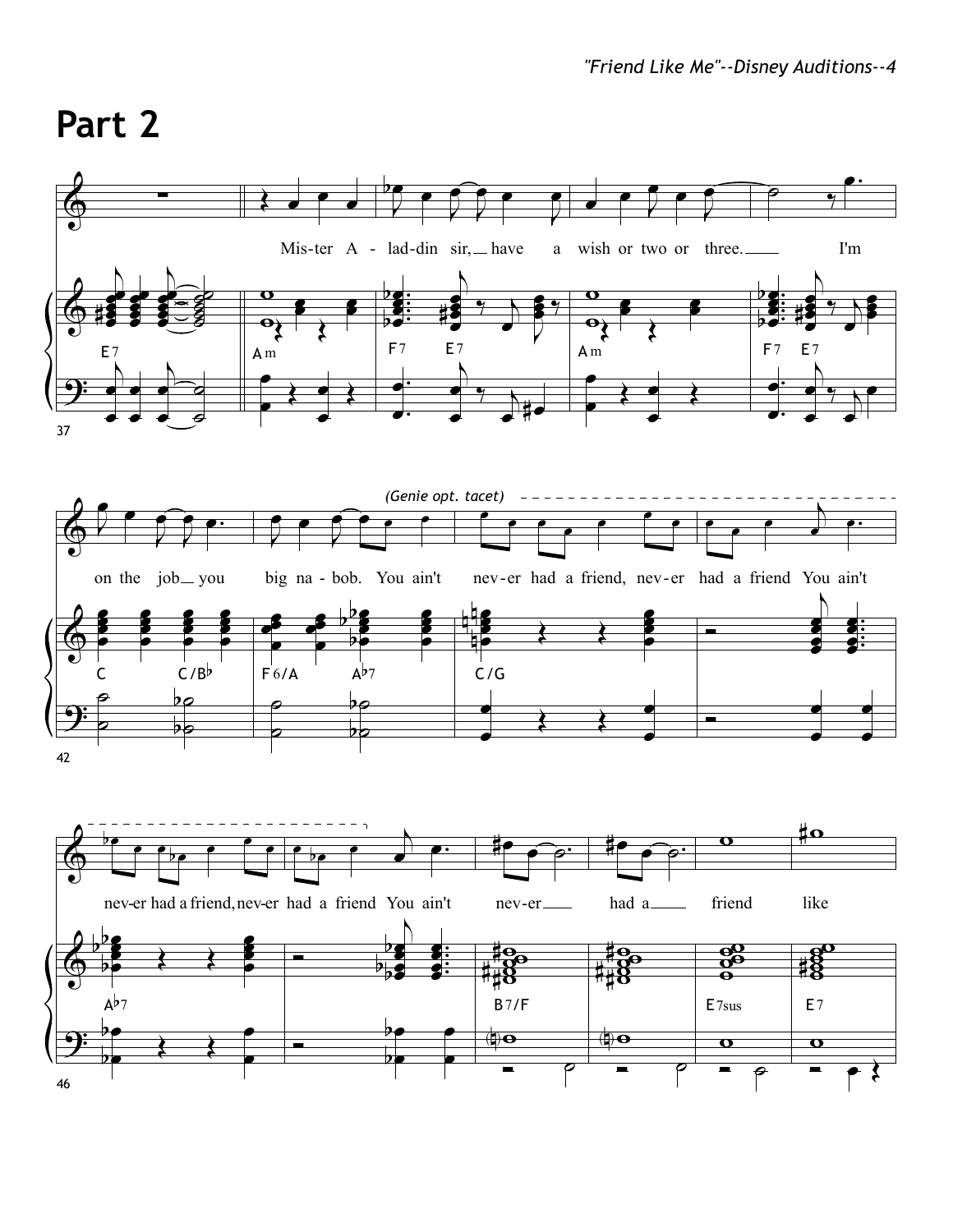## Part 2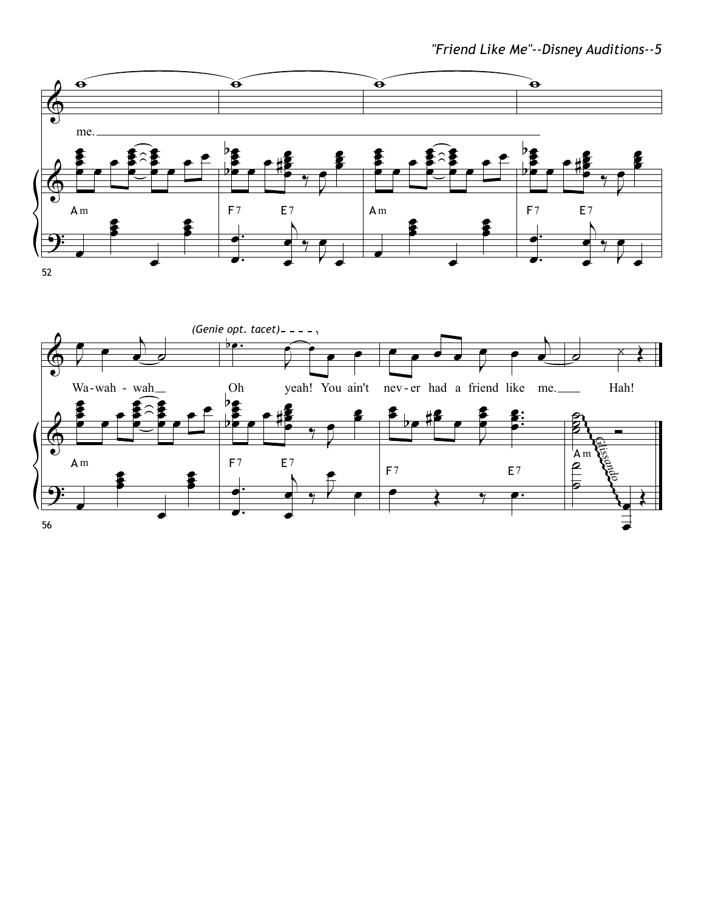me.

Am F7 E7 Am F7 E7

Wa-wah - wah (Genie opt. tacet) Oh yeah! You ain't nev-er had a friend like me. Hah!

Am F7 E7 F7 E7 Am

Glissando